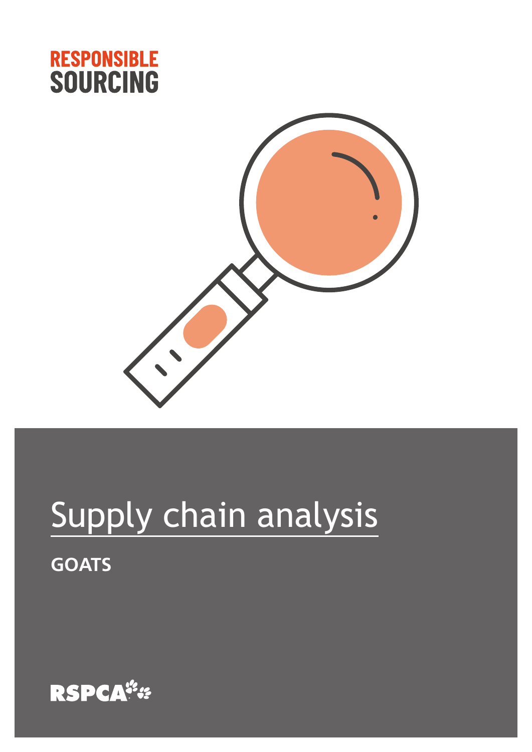RESPONSIBLE SOURCING

# Supply chain analysis

**GOATS**

RSPCA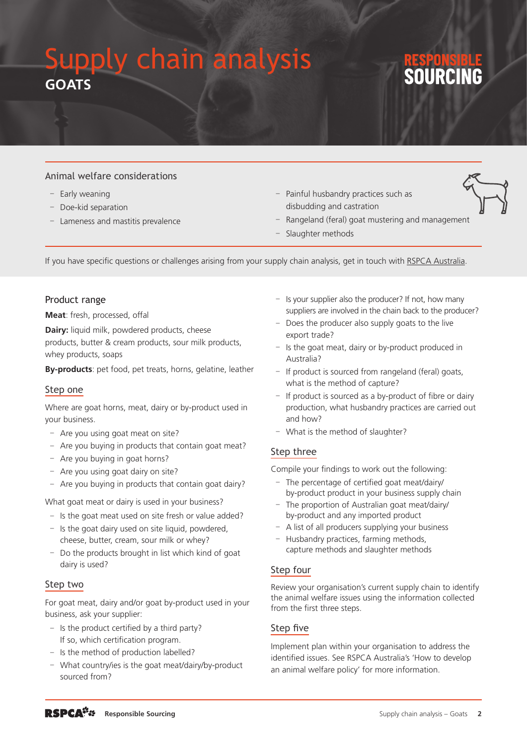# Supply chain analysis

## GOATS

RESPONSIBLE SOURCING

### Animal welfare considerations

- Early weaning
- Doe-kid separation
- Lameness and mastitis prevalence
- Painful husbandry practices such as disbudding and castration
- Rangeland (feral) goat mustering and management
- Slaughter methods

If you have specific questions or challenges arising from your supply chain analysis, get in touch with RSPCA Australia.

### Product range

**Meat**: fresh, processed, offal

**Dairy:** liquid milk, powdered products, cheese products, butter & cream products, sour milk products, whey products, soaps

**By-products**: pet food, pet treats, horns, gelatine, leather

### Step one

Where are goat horns, meat, dairy or by-product used in your business.

- Are you using goat meat on site?
- Are you buying in products that contain goat meat?
- Are you buying in goat horns?
- Are you using goat dairy on site?
- Are you buying in products that contain goat dairy?

What goat meat or dairy is used in your business?

- Is the goat meat used on site fresh or value added?
- Is the goat dairy used on site liquid, powdered, cheese, butter, cream, sour milk or whey?
- Do the products brought in list which kind of goat dairy is used?

### Step two

For goat meat, dairy and/or goat by-product used in your business, ask your supplier:

- Is the product certified by a third party? If so, which certification program.
- Is the method of production labelled?
- What country/ies is the goat meat/dairy/by-product sourced from?
- Is your supplier also the producer? If not, how many suppliers are involved in the chain back to the producer?
- Does the producer also supply goats to the live export trade?
- Is the goat meat, dairy or by-product produced in Australia?
- If product is sourced from rangeland (feral) goats, what is the method of capture?
- If product is sourced as a by-product of fibre or dairy production, what husbandry practices are carried out and how?
- What is the method of slaughter?

### Step three

Compile your findings to work out the following:

- The percentage of certified goat meat/dairy/by-product product in your business supply chain
- The proportion of Australian goat meat/dairy/by-product and any imported product
- A list of all producers supplying your business
- Husbandry practices, farming methods, capture methods and slaughter methods

### Step four

Review your organisation's current supply chain to identify the animal welfare issues using the information collected from the first three steps.

### Step five

Implement plan within your organisation to address the identified issues. See RSPCA Australia's 'How to develop an animal welfare policy' for more information.